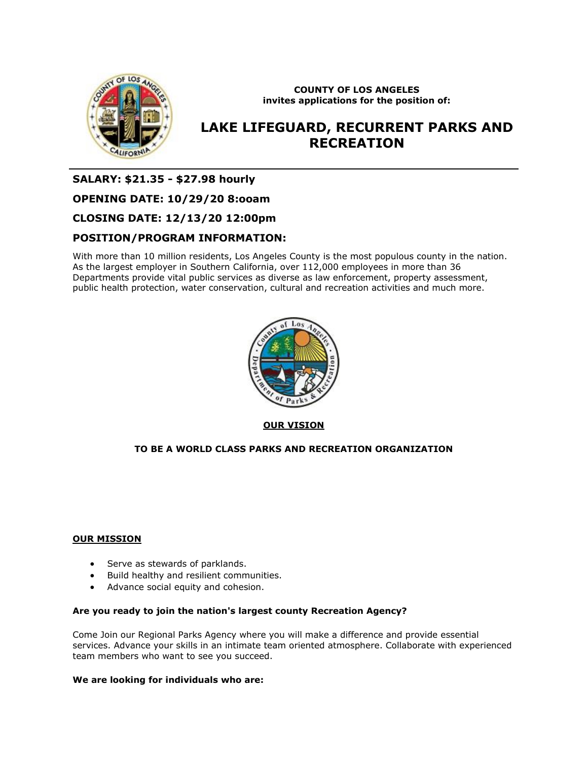**COUNTY OF LOS ANGELES**
**invites applications for the position of:**

# LAKE LIFEGUARD, RECURRENT PARKS AND RECREATION

## SALARY: $21.35 - $27.98 hourly

## OPENING DATE: 10/29/20 8:ooam

## CLOSING DATE: 12/13/20 12:00pm

## POSITION/PROGRAM INFORMATION:

With more than 10 million residents, Los Angeles County is the most populous county in the nation. As the largest employer in Southern California, over 112,000 employees in more than 36 Departments provide vital public services as diverse as law enforcement, property assessment, public health protection, water conservation, cultural and recreation activities and much more.

**OUR VISION**

**TO BE A WORLD CLASS PARKS AND RECREATION ORGANIZATION**

**OUR MISSION**

- Serve as stewards of parklands.
- Build healthy and resilient communities.
- Advance social equity and cohesion.

**Are you ready to join the nation's largest county Recreation Agency?**

Come Join our Regional Parks Agency where you will make a difference and provide essential services. Advance your skills in an intimate team oriented atmosphere. Collaborate with experienced team members who want to see you succeed.

**We are looking for individuals who are:**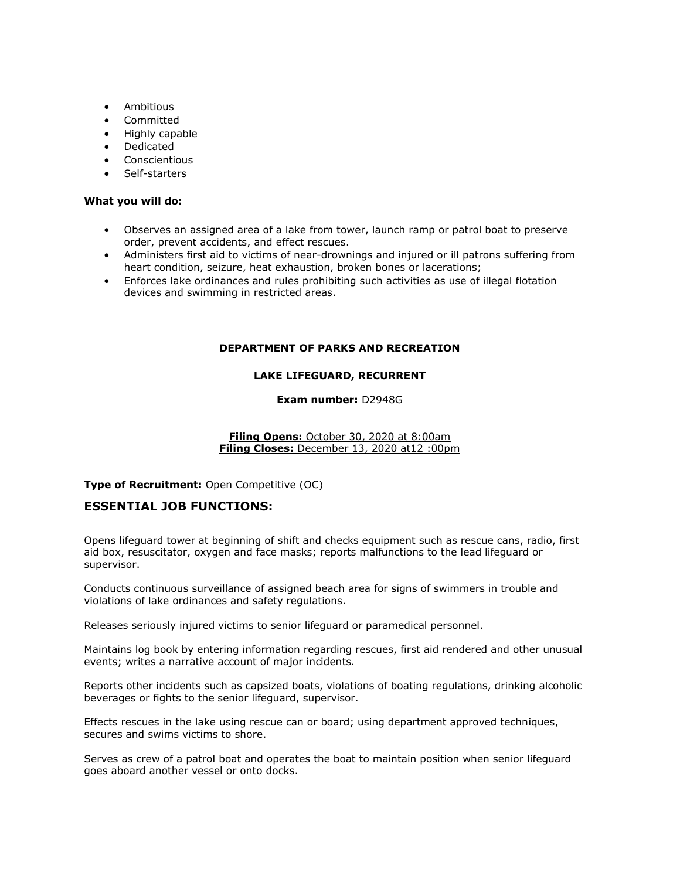- Ambitious
- Committed
- Highly capable
- Dedicated
- Conscientious
- Self-starters

**What you will do:**

- Observes an assigned area of a lake from tower, launch ramp or patrol boat to preserve order, prevent accidents, and effect rescues.
- Administers first aid to victims of near-drownings and injured or ill patrons suffering from heart condition, seizure, heat exhaustion, broken bones or lacerations;
- Enforces lake ordinances and rules prohibiting such activities as use of illegal flotation devices and swimming in restricted areas.

**DEPARTMENT OF PARKS AND RECREATION**

**LAKE LIFEGUARD, RECURRENT**

**Exam number:** D2948G

**Filing Opens:** October 30, 2020 at 8:00am
**Filing Closes:** December 13, 2020 at12 :00pm

**Type of Recruitment:** Open Competitive (OC)

## ESSENTIAL JOB FUNCTIONS:

Opens lifeguard tower at beginning of shift and checks equipment such as rescue cans, radio, first aid box, resuscitator, oxygen and face masks; reports malfunctions to the lead lifeguard or supervisor.

Conducts continuous surveillance of assigned beach area for signs of swimmers in trouble and violations of lake ordinances and safety regulations.

Releases seriously injured victims to senior lifeguard or paramedical personnel.

Maintains log book by entering information regarding rescues, first aid rendered and other unusual events; writes a narrative account of major incidents.

Reports other incidents such as capsized boats, violations of boating regulations, drinking alcoholic beverages or fights to the senior lifeguard, supervisor.

Effects rescues in the lake using rescue can or board; using department approved techniques, secures and swims victims to shore.

Serves as crew of a patrol boat and operates the boat to maintain position when senior lifeguard goes aboard another vessel or onto docks.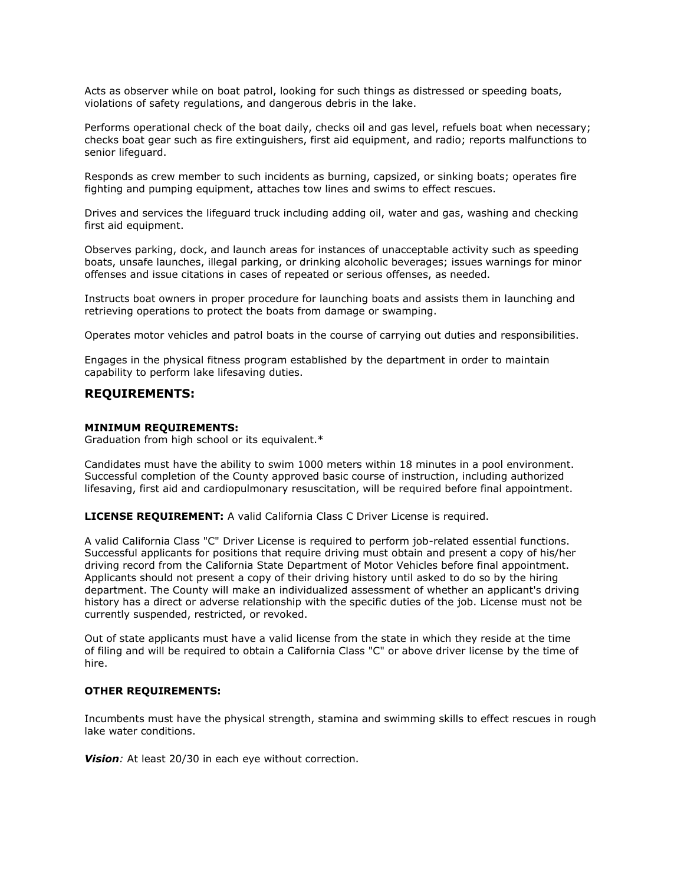Acts as observer while on boat patrol, looking for such things as distressed or speeding boats, violations of safety regulations, and dangerous debris in the lake.

Performs operational check of the boat daily, checks oil and gas level, refuels boat when necessary; checks boat gear such as fire extinguishers, first aid equipment, and radio; reports malfunctions to senior lifeguard.

Responds as crew member to such incidents as burning, capsized, or sinking boats; operates fire fighting and pumping equipment, attaches tow lines and swims to effect rescues.

Drives and services the lifeguard truck including adding oil, water and gas, washing and checking first aid equipment.

Observes parking, dock, and launch areas for instances of unacceptable activity such as speeding boats, unsafe launches, illegal parking, or drinking alcoholic beverages; issues warnings for minor offenses and issue citations in cases of repeated or serious offenses, as needed.

Instructs boat owners in proper procedure for launching boats and assists them in launching and retrieving operations to protect the boats from damage or swamping.

Operates motor vehicles and patrol boats in the course of carrying out duties and responsibilities.

Engages in the physical fitness program established by the department in order to maintain capability to perform lake lifesaving duties.

## REQUIREMENTS:

**MINIMUM REQUIREMENTS:**
Graduation from high school or its equivalent.*

Candidates must have the ability to swim 1000 meters within 18 minutes in a pool environment. Successful completion of the County approved basic course of instruction, including authorized lifesaving, first aid and cardiopulmonary resuscitation, will be required before final appointment.

**LICENSE REQUIREMENT:** A valid California Class C Driver License is required.

A valid California Class "C" Driver License is required to perform job-related essential functions. Successful applicants for positions that require driving must obtain and present a copy of his/her driving record from the California State Department of Motor Vehicles before final appointment. Applicants should not present a copy of their driving history until asked to do so by the hiring department. The County will make an individualized assessment of whether an applicant's driving history has a direct or adverse relationship with the specific duties of the job. License must not be currently suspended, restricted, or revoked.

Out of state applicants must have a valid license from the state in which they reside at the time of filing and will be required to obtain a California Class "C" or above driver license by the time of hire.

**OTHER REQUIREMENTS:**

Incumbents must have the physical strength, stamina and swimming skills to effect rescues in rough lake water conditions.

***Vision****:* At least 20/30 in each eye without correction.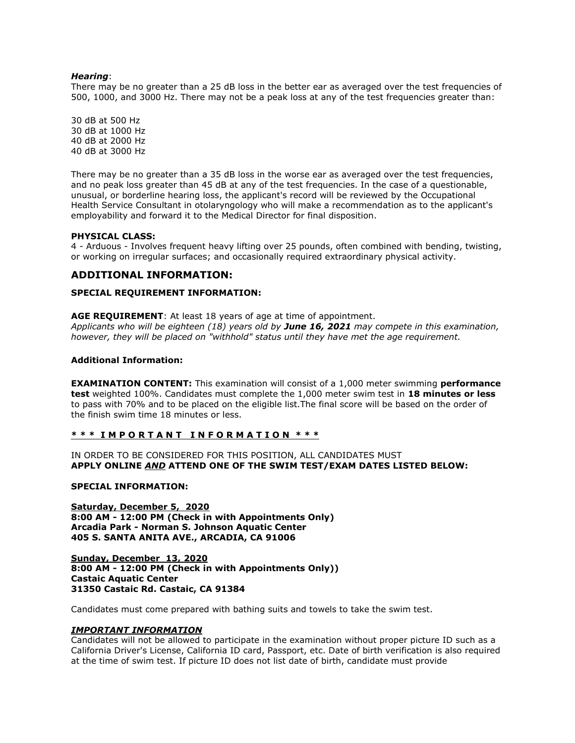***Hearing***:
There may be no greater than a 25 dB loss in the better ear as averaged over the test frequencies of 500, 1000, and 3000 Hz. There may not be a peak loss at any of the test frequencies greater than:

30 dB at 500 Hz
30 dB at 1000 Hz
40 dB at 2000 Hz
40 dB at 3000 Hz

There may be no greater than a 35 dB loss in the worse ear as averaged over the test frequencies, and no peak loss greater than 45 dB at any of the test frequencies. In the case of a questionable, unusual, or borderline hearing loss, the applicant's record will be reviewed by the Occupational Health Service Consultant in otolaryngology who will make a recommendation as to the applicant's employability and forward it to the Medical Director for final disposition.

**PHYSICAL CLASS:**
4 - Arduous - Involves frequent heavy lifting over 25 pounds, often combined with bending, twisting, or working on irregular surfaces; and occasionally required extraordinary physical activity.

## ADDITIONAL INFORMATION:

**SPECIAL REQUIREMENT INFORMATION:**

**AGE REQUIREMENT**: At least 18 years of age at time of appointment.
*Applicants who will be eighteen (18) years old by **June 16, 2021** may compete in this examination, however, they will be placed on "withhold" status until they have met the age requirement.*

**Additional Information:**

**EXAMINATION CONTENT:** This examination will consist of a 1,000 meter swimming **performance test** weighted 100%. Candidates must complete the 1,000 meter swim test in **18 minutes or less** to pass with 70% and to be placed on the eligible list.The final score will be based on the order of the finish swim time 18 minutes or less.

**\* \* \* I M P O R T A N T   I N F O R M A T I O N \* \* \***

IN ORDER TO BE CONSIDERED FOR THIS POSITION, ALL CANDIDATES MUST
**APPLY ONLINE *AND* ATTEND ONE OF THE SWIM TEST/EXAM DATES LISTED BELOW:**

**SPECIAL INFORMATION:**

**Saturday, December 5, 2020**
**8:00 AM - 12:00 PM (Check in with Appointments Only)**
**Arcadia Park - Norman S. Johnson Aquatic Center**
**405 S. SANTA ANITA AVE., ARCADIA, CA 91006**

**Sunday, December 13, 2020**
**8:00 AM - 12:00 PM (Check in with Appointments Only))**
**Castaic Aquatic Center**
**31350 Castaic Rd. Castaic, CA 91384**

Candidates must come prepared with bathing suits and towels to take the swim test.

***IMPORTANT INFORMATION***
Candidates will not be allowed to participate in the examination without proper picture ID such as a California Driver's License, California ID card, Passport, etc. Date of birth verification is also required at the time of swim test. If picture ID does not list date of birth, candidate must provide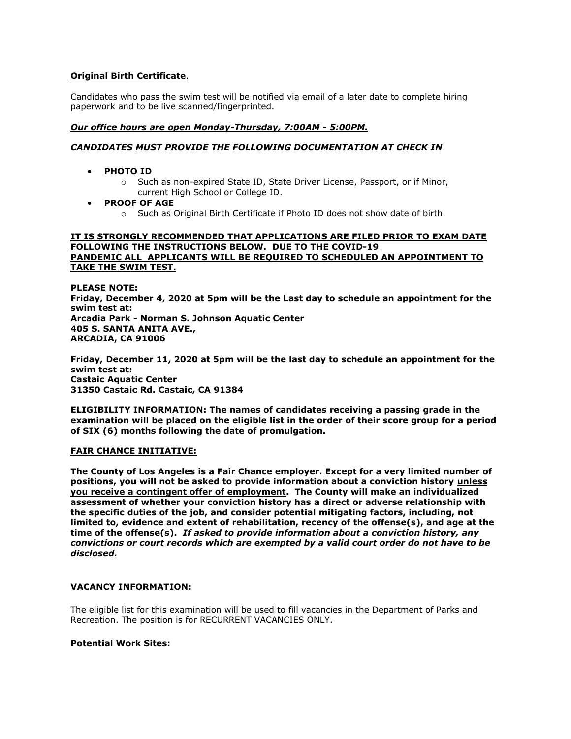**<u>Original Birth Certificate</u>**.

Candidates who pass the swim test will be notified via email of a later date to complete hiring paperwork and to be live scanned/fingerprinted.

***<u>Our office hours are open Monday-Thursday, 7:00AM - 5:00PM.</u>***

***CANDIDATES MUST PROVIDE THE FOLLOWING DOCUMENTATION AT CHECK IN***

- **PHOTO ID**
  - Such as non-expired State ID, State Driver License, Passport, or if Minor, current High School or College ID.
- **PROOF OF AGE**
  - Such as Original Birth Certificate if Photo ID does not show date of birth.

**<u>IT IS STRONGLY RECOMMENDED THAT APPLICATIONS ARE FILED PRIOR TO EXAM DATE FOLLOWING THE INSTRUCTIONS BELOW. DUE TO THE COVID-19 PANDEMIC ALL APPLICANTS WILL BE REQUIRED TO SCHEDULED AN APPOINTMENT TO TAKE THE SWIM TEST.</u>**

**PLEASE NOTE:**
**Friday, December 4, 2020 at 5pm will be the Last day to schedule an appointment for the swim test at:**
**Arcadia Park - Norman S. Johnson Aquatic Center**
**405 S. SANTA ANITA AVE.,**
**ARCADIA, CA 91006**

**Friday, December 11, 2020 at 5pm will be the last day to schedule an appointment for the swim test at:**
**Castaic Aquatic Center**
**31350 Castaic Rd. Castaic, CA 91384**

**ELIGIBILITY INFORMATION: The names of candidates receiving a passing grade in the examination will be placed on the eligible list in the order of their score group for a period of SIX (6) months following the date of promulgation.**

**<u>FAIR CHANCE INITIATIVE:</u>**

**The County of Los Angeles is a Fair Chance employer. Except for a very limited number of positions, you will not be asked to provide information about a conviction history <u>unless you receive a contingent offer of employment</u>. The County will make an individualized assessment of whether your conviction history has a direct or adverse relationship with the specific duties of the job, and consider potential mitigating factors, including, not limited to, evidence and extent of rehabilitation, recency of the offense(s), and age at the time of the offense(s).** ***If asked to provide information about a conviction history, any convictions or court records which are exempted by a valid court order do not have to be disclosed.***

**VACANCY INFORMATION:**

The eligible list for this examination will be used to fill vacancies in the Department of Parks and Recreation. The position is for RECURRENT VACANCIES ONLY.

**Potential Work Sites:**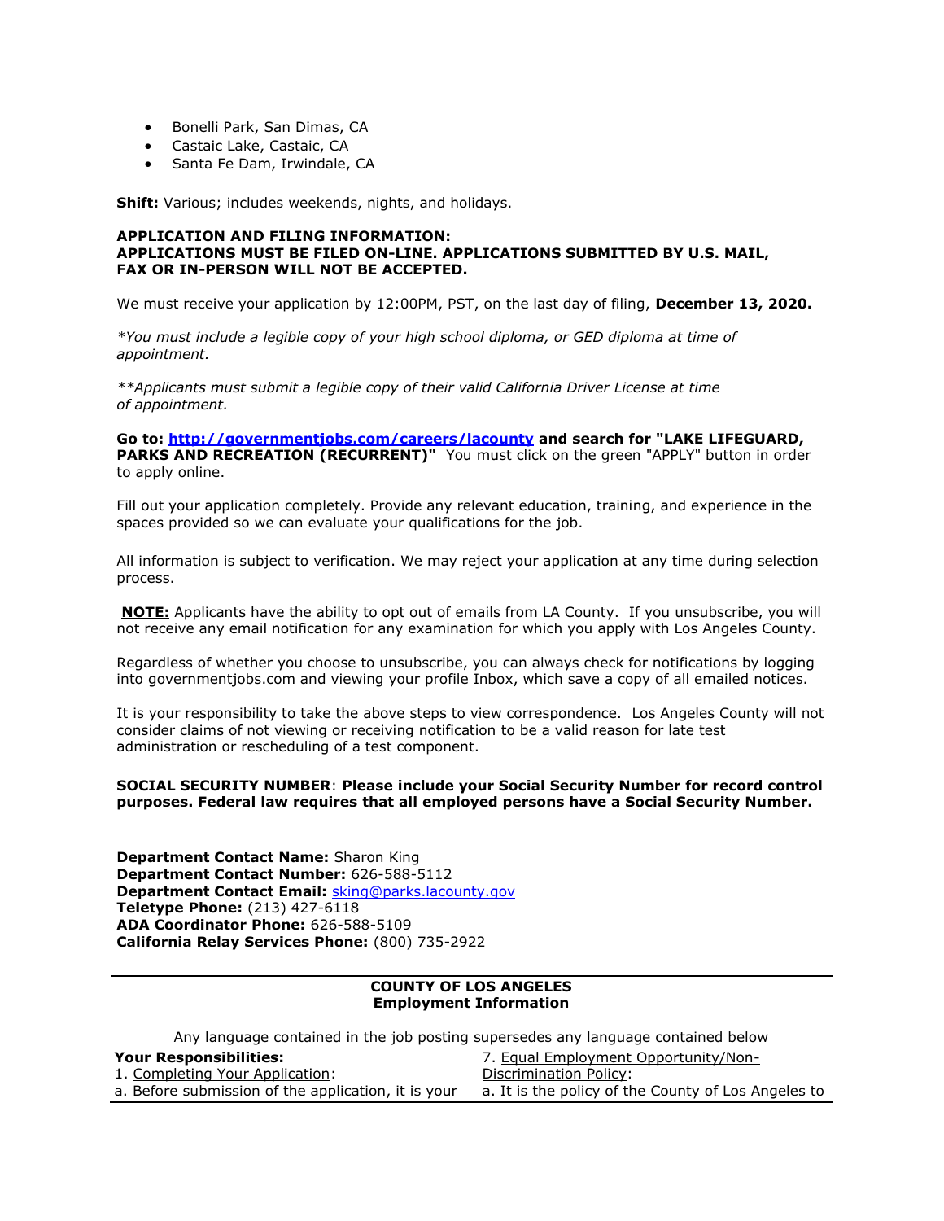- Bonelli Park, San Dimas, CA
- Castaic Lake, Castaic, CA
- Santa Fe Dam, Irwindale, CA

**Shift:** Various; includes weekends, nights, and holidays.

**APPLICATION AND FILING INFORMATION:**
**APPLICATIONS MUST BE FILED ON-LINE. APPLICATIONS SUBMITTED BY U.S. MAIL, FAX OR IN-PERSON WILL NOT BE ACCEPTED.**

We must receive your application by 12:00PM, PST, on the last day of filing, **December 13, 2020.**

*\*You must include a legible copy of your high school diploma, or GED diploma at time of appointment.*

*\*\*Applicants must submit a legible copy of their valid California Driver License at time of appointment.*

**Go to: [http://governmentjobs.com/careers/lacounty](http://governmentjobs.com/careers/lacounty) and search for "LAKE LIFEGUARD, PARKS AND RECREATION (RECURRENT)"** You must click on the green "APPLY" button in order to apply online.

Fill out your application completely. Provide any relevant education, training, and experience in the spaces provided so we can evaluate your qualifications for the job.

All information is subject to verification. We may reject your application at any time during selection process.

**NOTE:** Applicants have the ability to opt out of emails from LA County. If you unsubscribe, you will not receive any email notification for any examination for which you apply with Los Angeles County.

Regardless of whether you choose to unsubscribe, you can always check for notifications by logging into governmentjobs.com and viewing your profile Inbox, which save a copy of all emailed notices.

It is your responsibility to take the above steps to view correspondence. Los Angeles County will not consider claims of not viewing or receiving notification to be a valid reason for late test administration or rescheduling of a test component.

**SOCIAL SECURITY NUMBER**: **Please include your Social Security Number for record control purposes. Federal law requires that all employed persons have a Social Security Number.**

**Department Contact Name:** Sharon King
**Department Contact Number:** 626-588-5112
**Department Contact Email:** [sking@parks.lacounty.gov](mailto:sking@parks.lacounty.gov)
**Teletype Phone:** (213) 427-6118
**ADA Coordinator Phone:** 626-588-5109
**California Relay Services Phone:** (800) 735-2922

---

## COUNTY OF LOS ANGELES
## Employment Information

Any language contained in the job posting supersedes any language contained below

**Your Responsibilities:**

1. Completing Your Application:

a. Before submission of the application, it is your

7. Equal Employment Opportunity/Non-Discrimination Policy:

a. It is the policy of the County of Los Angeles to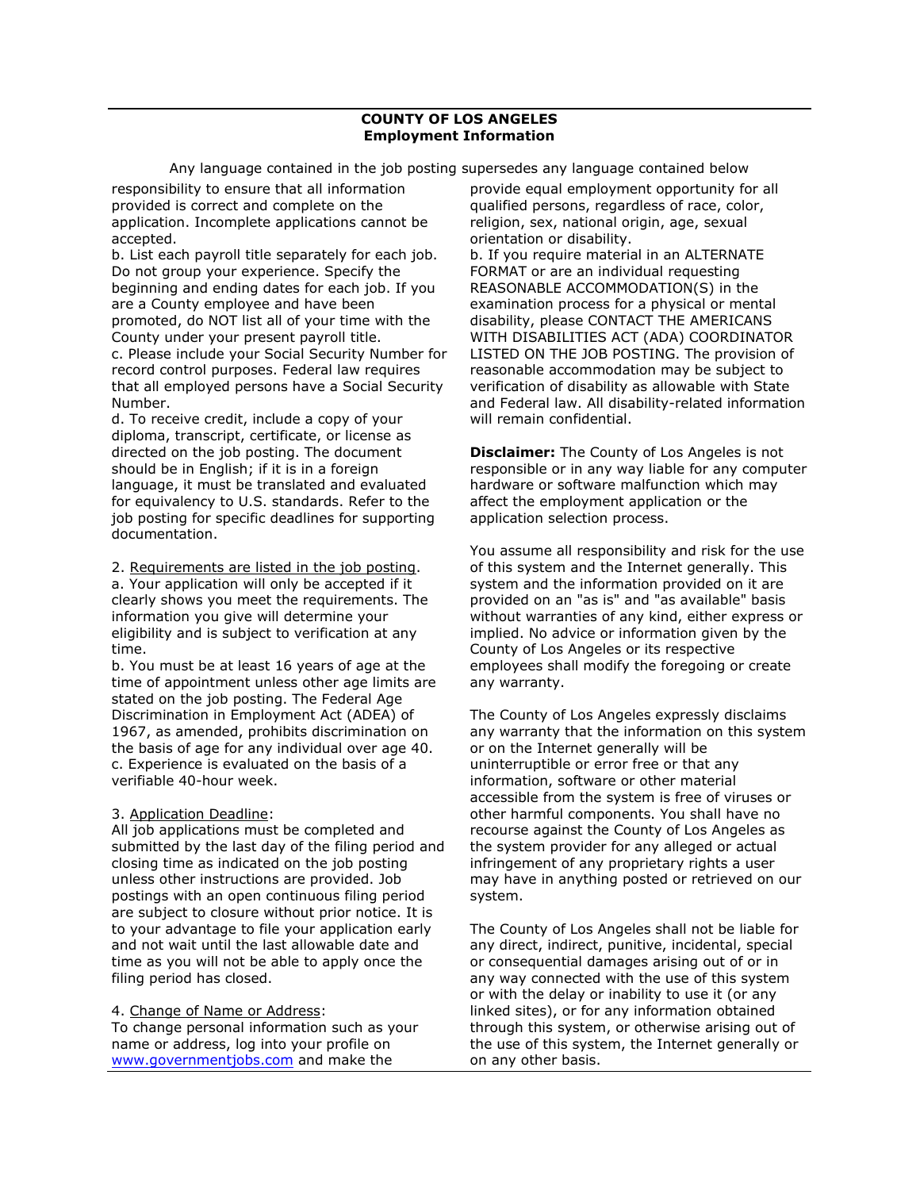**COUNTY OF LOS ANGELES**
**Employment Information**

Any language contained in the job posting supersedes any language contained below

responsibility to ensure that all information provided is correct and complete on the application. Incomplete applications cannot be accepted.

b. List each payroll title separately for each job. Do not group your experience. Specify the beginning and ending dates for each job. If you are a County employee and have been promoted, do NOT list all of your time with the County under your present payroll title.

c. Please include your Social Security Number for record control purposes. Federal law requires that all employed persons have a Social Security Number.

d. To receive credit, include a copy of your diploma, transcript, certificate, or license as directed on the job posting. The document should be in English; if it is in a foreign language, it must be translated and evaluated for equivalency to U.S. standards. Refer to the job posting for specific deadlines for supporting documentation.

2. Requirements are listed in the job posting.

a. Your application will only be accepted if it clearly shows you meet the requirements. The information you give will determine your eligibility and is subject to verification at any time.

b. You must be at least 16 years of age at the time of appointment unless other age limits are stated on the job posting. The Federal Age Discrimination in Employment Act (ADEA) of 1967, as amended, prohibits discrimination on the basis of age for any individual over age 40.

c. Experience is evaluated on the basis of a verifiable 40-hour week.

3. Application Deadline:

All job applications must be completed and submitted by the last day of the filing period and closing time as indicated on the job posting unless other instructions are provided. Job postings with an open continuous filing period are subject to closure without prior notice. It is to your advantage to file your application early and not wait until the last allowable date and time as you will not be able to apply once the filing period has closed.

4. Change of Name or Address:

To change personal information such as your name or address, log into your profile on www.governmentjobs.com and make the

provide equal employment opportunity for all qualified persons, regardless of race, color, religion, sex, national origin, age, sexual orientation or disability.

b. If you require material in an ALTERNATE FORMAT or are an individual requesting REASONABLE ACCOMMODATION(S) in the examination process for a physical or mental disability, please CONTACT THE AMERICANS WITH DISABILITIES ACT (ADA) COORDINATOR LISTED ON THE JOB POSTING. The provision of reasonable accommodation may be subject to verification of disability as allowable with State and Federal law. All disability-related information will remain confidential.

**Disclaimer:** The County of Los Angeles is not responsible or in any way liable for any computer hardware or software malfunction which may affect the employment application or the application selection process.

You assume all responsibility and risk for the use of this system and the Internet generally. This system and the information provided on it are provided on an "as is" and "as available" basis without warranties of any kind, either express or implied. No advice or information given by the County of Los Angeles or its respective employees shall modify the foregoing or create any warranty.

The County of Los Angeles expressly disclaims any warranty that the information on this system or on the Internet generally will be uninterruptible or error free or that any information, software or other material accessible from the system is free of viruses or other harmful components. You shall have no recourse against the County of Los Angeles as the system provider for any alleged or actual infringement of any proprietary rights a user may have in anything posted or retrieved on our system.

The County of Los Angeles shall not be liable for any direct, indirect, punitive, incidental, special or consequential damages arising out of or in any way connected with the use of this system or with the delay or inability to use it (or any linked sites), or for any information obtained through this system, or otherwise arising out of the use of this system, the Internet generally or on any other basis.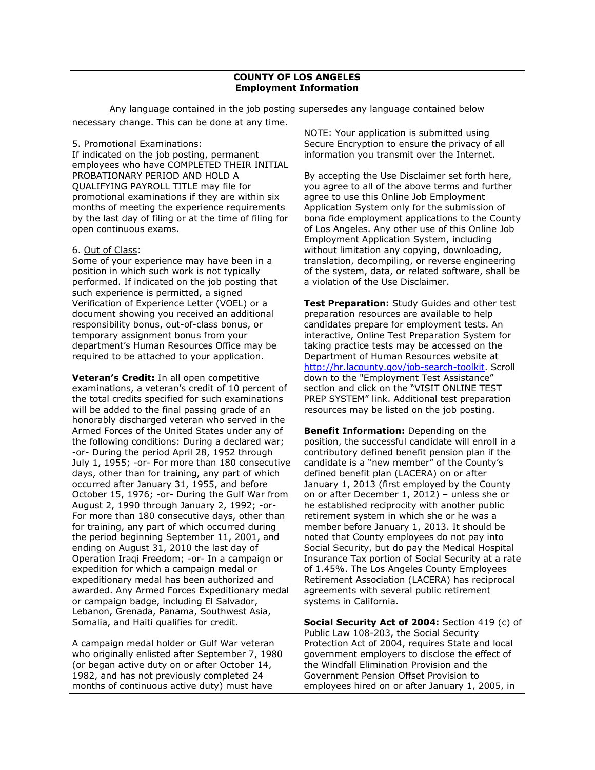**COUNTY OF LOS ANGELES**
**Employment Information**

Any language contained in the job posting supersedes any language contained below

necessary change. This can be done at any time.

5. Promotional Examinations:
If indicated on the job posting, permanent employees who have COMPLETED THEIR INITIAL PROBATIONARY PERIOD AND HOLD A QUALIFYING PAYROLL TITLE may file for promotional examinations if they are within six months of meeting the experience requirements by the last day of filing or at the time of filing for open continuous exams.

6. Out of Class:
Some of your experience may have been in a position in which such work is not typically performed. If indicated on the job posting that such experience is permitted, a signed Verification of Experience Letter (VOEL) or a document showing you received an additional responsibility bonus, out-of-class bonus, or temporary assignment bonus from your department's Human Resources Office may be required to be attached to your application.

**Veteran's Credit:** In all open competitive examinations, a veteran's credit of 10 percent of the total credits specified for such examinations will be added to the final passing grade of an honorably discharged veteran who served in the Armed Forces of the United States under any of the following conditions: During a declared war; -or- During the period April 28, 1952 through July 1, 1955; -or- For more than 180 consecutive days, other than for training, any part of which occurred after January 31, 1955, and before October 15, 1976; -or- During the Gulf War from August 2, 1990 through January 2, 1992; -or- For more than 180 consecutive days, other than for training, any part of which occurred during the period beginning September 11, 2001, and ending on August 31, 2010 the last day of Operation Iraqi Freedom; -or- In a campaign or expedition for which a campaign medal or expeditionary medal has been authorized and awarded. Any Armed Forces Expeditionary medal or campaign badge, including El Salvador, Lebanon, Grenada, Panama, Southwest Asia, Somalia, and Haiti qualifies for credit.

A campaign medal holder or Gulf War veteran who originally enlisted after September 7, 1980 (or began active duty on or after October 14, 1982, and has not previously completed 24 months of continuous active duty) must have

NOTE: Your application is submitted using Secure Encryption to ensure the privacy of all information you transmit over the Internet.

By accepting the Use Disclaimer set forth here, you agree to all of the above terms and further agree to use this Online Job Employment Application System only for the submission of bona fide employment applications to the County of Los Angeles. Any other use of this Online Job Employment Application System, including without limitation any copying, downloading, translation, decompiling, or reverse engineering of the system, data, or related software, shall be a violation of the Use Disclaimer.

**Test Preparation:** Study Guides and other test preparation resources are available to help candidates prepare for employment tests. An interactive, Online Test Preparation System for taking practice tests may be accessed on the Department of Human Resources website at http://hr.lacounty.gov/job-search-toolkit. Scroll down to the "Employment Test Assistance" section and click on the "VISIT ONLINE TEST PREP SYSTEM" link. Additional test preparation resources may be listed on the job posting.

**Benefit Information:** Depending on the position, the successful candidate will enroll in a contributory defined benefit pension plan if the candidate is a "new member" of the County's defined benefit plan (LACERA) on or after January 1, 2013 (first employed by the County on or after December 1, 2012) – unless she or he established reciprocity with another public retirement system in which she or he was a member before January 1, 2013. It should be noted that County employees do not pay into Social Security, but do pay the Medical Hospital Insurance Tax portion of Social Security at a rate of 1.45%. The Los Angeles County Employees Retirement Association (LACERA) has reciprocal agreements with several public retirement systems in California.

**Social Security Act of 2004:** Section 419 (c) of Public Law 108-203, the Social Security Protection Act of 2004, requires State and local government employers to disclose the effect of the Windfall Elimination Provision and the Government Pension Offset Provision to employees hired on or after January 1, 2005, in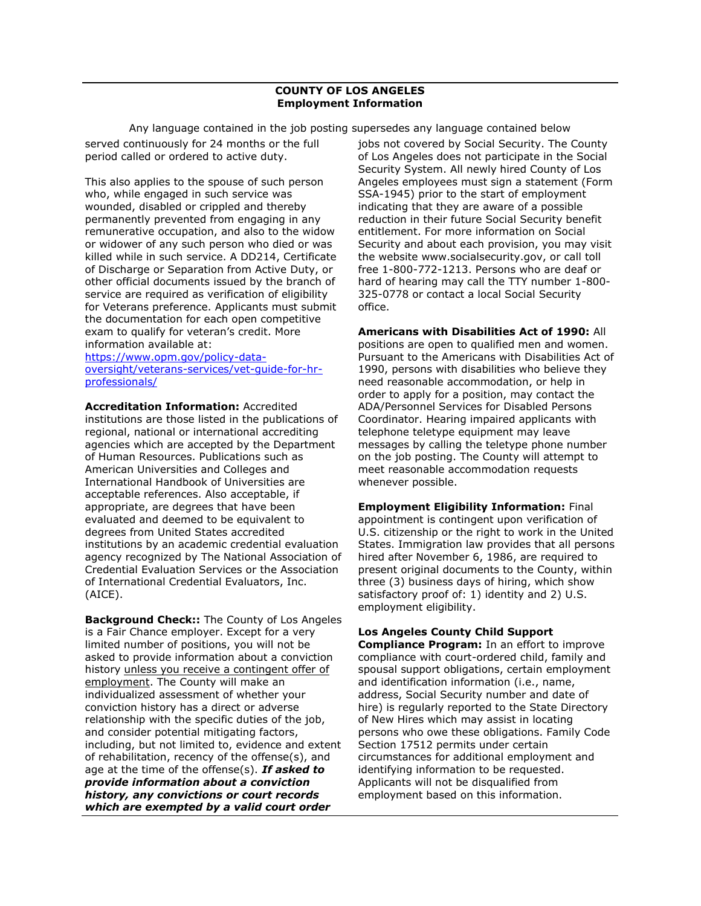**COUNTY OF LOS ANGELES**
**Employment Information**

Any language contained in the job posting supersedes any language contained below

served continuously for 24 months or the full period called or ordered to active duty.

This also applies to the spouse of such person who, while engaged in such service was wounded, disabled or crippled and thereby permanently prevented from engaging in any remunerative occupation, and also to the widow or widower of any such person who died or was killed while in such service. A DD214, Certificate of Discharge or Separation from Active Duty, or other official documents issued by the branch of service are required as verification of eligibility for Veterans preference. Applicants must submit the documentation for each open competitive exam to qualify for veteran's credit. More information available at: [https://www.opm.gov/policy-data-oversight/veterans-services/vet-guide-for-hr-professionals/](https://www.opm.gov/policy-data-oversight/veterans-services/vet-guide-for-hr-professionals/)

**Accreditation Information:** Accredited institutions are those listed in the publications of regional, national or international accrediting agencies which are accepted by the Department of Human Resources. Publications such as American Universities and Colleges and International Handbook of Universities are acceptable references. Also acceptable, if appropriate, are degrees that have been evaluated and deemed to be equivalent to degrees from United States accredited institutions by an academic credential evaluation agency recognized by The National Association of Credential Evaluation Services or the Association of International Credential Evaluators, Inc. (AICE).

**Background Check::** The County of Los Angeles is a Fair Chance employer. Except for a very limited number of positions, you will not be asked to provide information about a conviction history unless you receive a contingent offer of employment. The County will make an individualized assessment of whether your conviction history has a direct or adverse relationship with the specific duties of the job, and consider potential mitigating factors, including, but not limited to, evidence and extent of rehabilitation, recency of the offense(s), and age at the time of the offense(s). ***If asked to provide information about a conviction history, any convictions or court records which are exempted by a valid court order***

jobs not covered by Social Security. The County of Los Angeles does not participate in the Social Security System. All newly hired County of Los Angeles employees must sign a statement (Form SSA-1945) prior to the start of employment indicating that they are aware of a possible reduction in their future Social Security benefit entitlement. For more information on Social Security and about each provision, you may visit the website www.socialsecurity.gov, or call toll free 1-800-772-1213. Persons who are deaf or hard of hearing may call the TTY number 1-800-325-0778 or contact a local Social Security office.

**Americans with Disabilities Act of 1990:** All positions are open to qualified men and women. Pursuant to the Americans with Disabilities Act of 1990, persons with disabilities who believe they need reasonable accommodation, or help in order to apply for a position, may contact the ADA/Personnel Services for Disabled Persons Coordinator. Hearing impaired applicants with telephone teletype equipment may leave messages by calling the teletype phone number on the job posting. The County will attempt to meet reasonable accommodation requests whenever possible.

**Employment Eligibility Information:** Final appointment is contingent upon verification of U.S. citizenship or the right to work in the United States. Immigration law provides that all persons hired after November 6, 1986, are required to present original documents to the County, within three (3) business days of hiring, which show satisfactory proof of: 1) identity and 2) U.S. employment eligibility.

**Los Angeles County Child Support Compliance Program:** In an effort to improve compliance with court-ordered child, family and spousal support obligations, certain employment and identification information (i.e., name, address, Social Security number and date of hire) is regularly reported to the State Directory of New Hires which may assist in locating persons who owe these obligations. Family Code Section 17512 permits under certain circumstances for additional employment and identifying information to be requested. Applicants will not be disqualified from employment based on this information.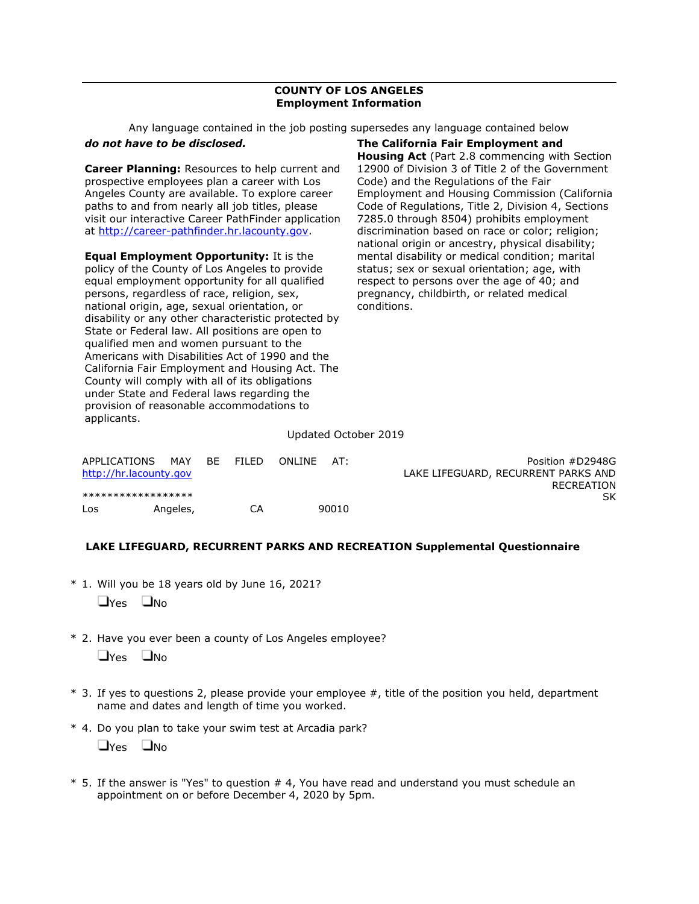**COUNTY OF LOS ANGELES**
**Employment Information**

Any language contained in the job posting supersedes any language contained below

***do not have to be disclosed.***

**Career Planning:** Resources to help current and prospective employees plan a career with Los Angeles County are available. To explore career paths to and from nearly all job titles, please visit our interactive Career PathFinder application at http://career-pathfinder.hr.lacounty.gov.

**Equal Employment Opportunity:** It is the policy of the County of Los Angeles to provide equal employment opportunity for all qualified persons, regardless of race, religion, sex, national origin, age, sexual orientation, or disability or any other characteristic protected by State or Federal law. All positions are open to qualified men and women pursuant to the Americans with Disabilities Act of 1990 and the California Fair Employment and Housing Act. The County will comply with all of its obligations under State and Federal laws regarding the provision of reasonable accommodations to applicants.

**The California Fair Employment and Housing Act** (Part 2.8 commencing with Section 12900 of Division 3 of Title 2 of the Government Code) and the Regulations of the Fair Employment and Housing Commission (California Code of Regulations, Title 2, Division 4, Sections 7285.0 through 8504) prohibits employment discrimination based on race or color; religion; national origin or ancestry, physical disability; mental disability or medical condition; marital status; sex or sexual orientation; age, with respect to persons over the age of 40; and pregnancy, childbirth, or related medical conditions.

Updated October 2019

APPLICATIONS MAY BE FILED ONLINE AT:
http://hr.lacounty.gov

*****************

Los Angeles, CA 90010

Position #D2948G
LAKE LIFEGUARD, RECURRENT PARKS AND RECREATION
SK

**LAKE LIFEGUARD, RECURRENT PARKS AND RECREATION Supplemental Questionnaire**

\* 1. Will you be 18 years old by June 16, 2021?

☐Yes ☐No

\* 2. Have you ever been a county of Los Angeles employee?

☐Yes ☐No

\* 3. If yes to questions 2, please provide your employee #, title of the position you held, department name and dates and length of time you worked.

\* 4. Do you plan to take your swim test at Arcadia park?

☐Yes ☐No

\* 5. If the answer is "Yes" to question # 4, You have read and understand you must schedule an appointment on or before December 4, 2020 by 5pm.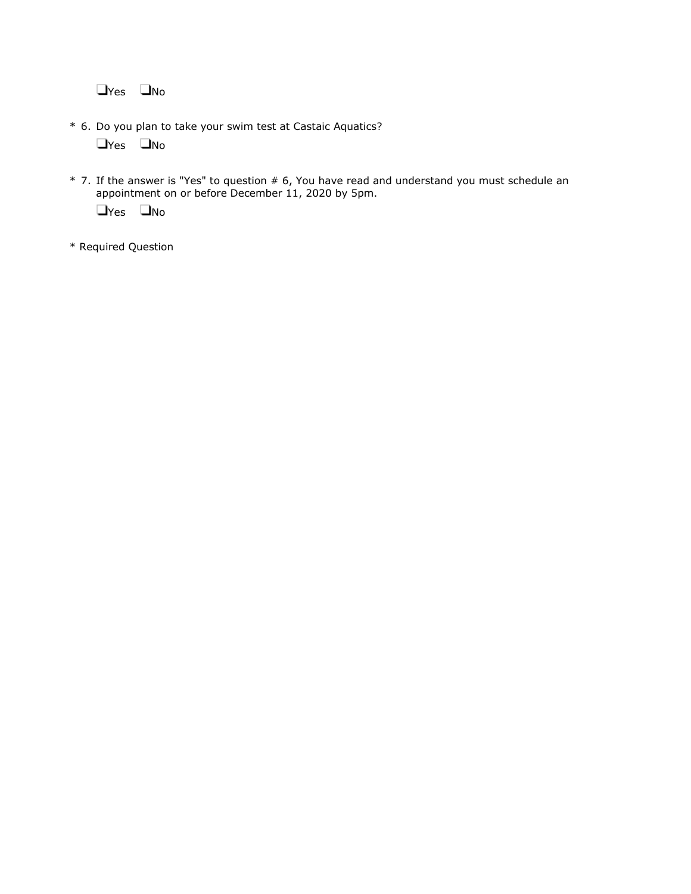❑Yes ❑No

* 6. Do you plan to take your swim test at Castaic Aquatics?

    ❑Yes ❑No

* 7. If the answer is "Yes" to question # 6, You have read and understand you must schedule an appointment on or before December 11, 2020 by 5pm.

    ❑Yes ❑No

* Required Question